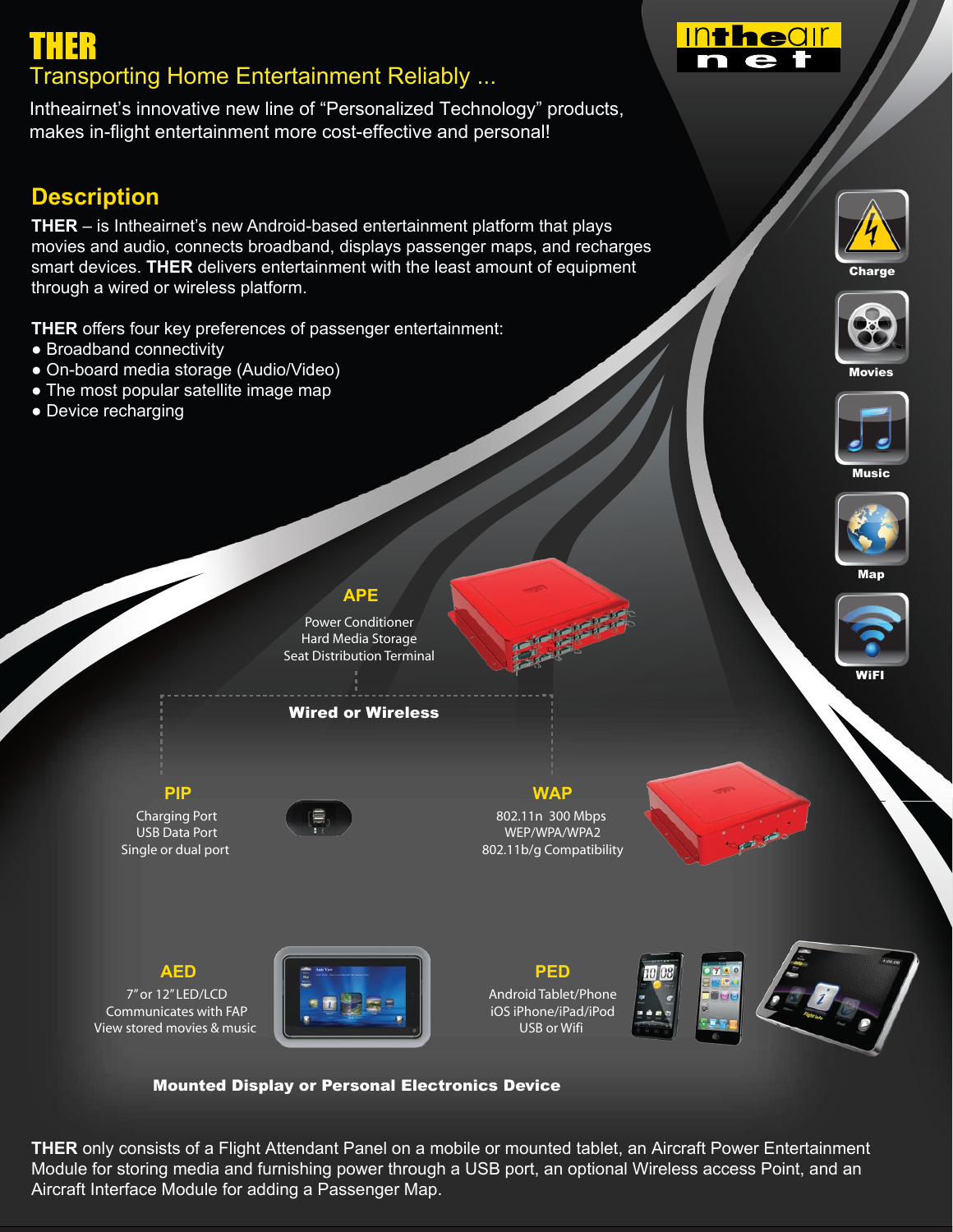# THER

## Transporting Home Entertainment Reliably ...

Intheairnet's innovative new line of "Personalized Technology" products, makes in-flight entertainment more cost-effective and personal!

## Description

**THER** – is Intheairnet's new Android-based entertainment platform that plays movies and audio, connects broadband, displays passenger maps, and recharges smart devices. **THER** delivers entertainment with the least amount of equipment through a wired or wireless platform.

**THER** offers four key preferences of passenger entertainment:

- Broadband connectivity
- On-board media storage (Audio/Video)
- The most popular satellite image map
- Device recharging

Charge

Movies

Music

Map

WiFI

### APE

Power Conditioner
Hard Media Storage
Seat Distribution Terminal

**Wired or Wireless**

### PIP

Charging Port
USB Data Port
Single or dual port

### WAP

802.11n 300 Mbps
WEP/WPA/WPA2
802.11b/g Compatibility

### AED

7" or 12" LED/LCD
Communicates with FAP
View stored movies & music

### PED

Android Tablet/Phone
iOS iPhone/iPad/iPod
USB or Wifi

**Mounted Display or Personal Electronics Device**

**THER** only consists of a Flight Attendant Panel on a mobile or mounted tablet, an Aircraft Power Entertainment Module for storing media and furnishing power through a USB port, an optional Wireless access Point, and an Aircraft Interface Module for adding a Passenger Map.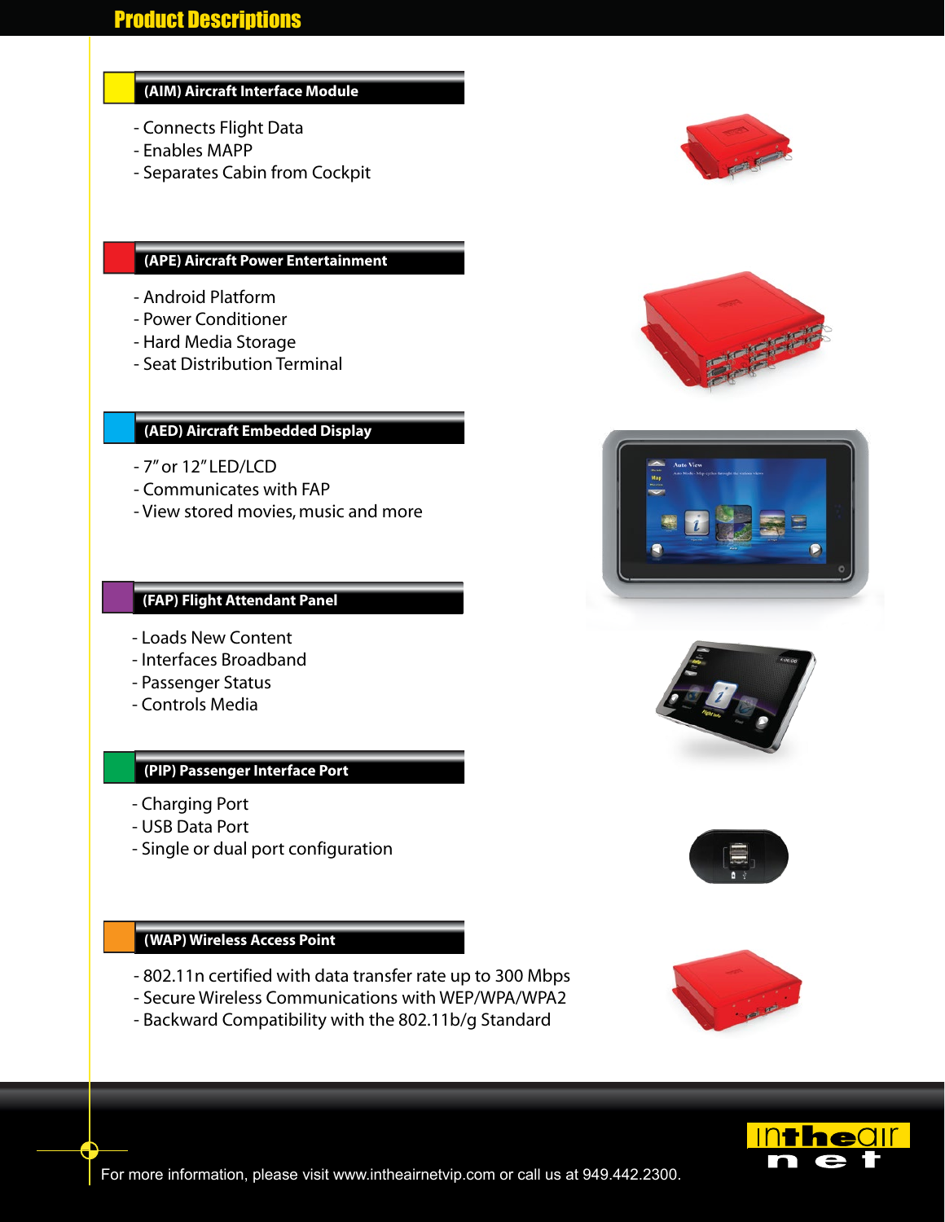# Product Descriptions

## (AIM) Aircraft Interface Module

- Connects Flight Data
- Enables MAPP
- Separates Cabin from Cockpit

## (APE) Aircraft Power Entertainment

- Android Platform
- Power Conditioner
- Hard Media Storage
- Seat Distribution Terminal

## (AED) Aircraft Embedded Display

- 7" or 12" LED/LCD
- Communicates with FAP
- View stored movies, music and more

## (FAP) Flight Attendant Panel

- Loads New Content
- Interfaces Broadband
- Passenger Status
- Controls Media

## (PIP) Passenger Interface Port

- Charging Port
- USB Data Port
- Single or dual port configuration

## (WAP) Wireless Access Point

- 802.11n certified with data transfer rate up to 300 Mbps
- Secure Wireless Communications with WEP/WPA/WPA2
- Backward Compatibility with the 802.11b/g Standard

For more information, please visit www.intheairnetvip.com or call us at 949.442.2300.

intheair net